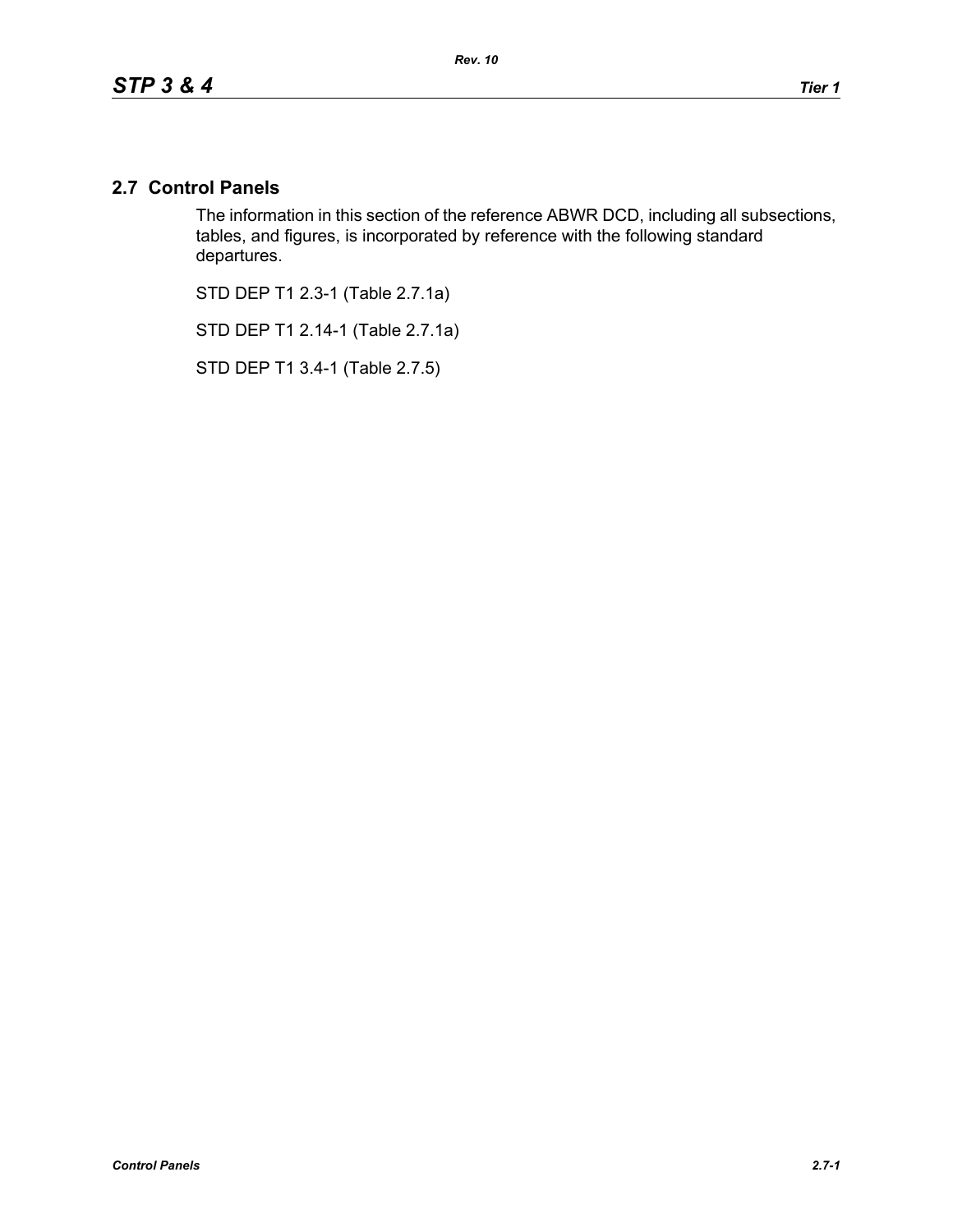## 2.7 Control Panels

The information in this section of the reference ABWR DCD, including all subsections, tables, and figures, is incorporated by reference with the following standard departures.

STD DEP T1 2.3-1 (Table 2.7.1a)

STD DEP T1 2.14-1 (Table 2.7.1a)

STD DEP T1 3.4-1 (Table 2.7.5)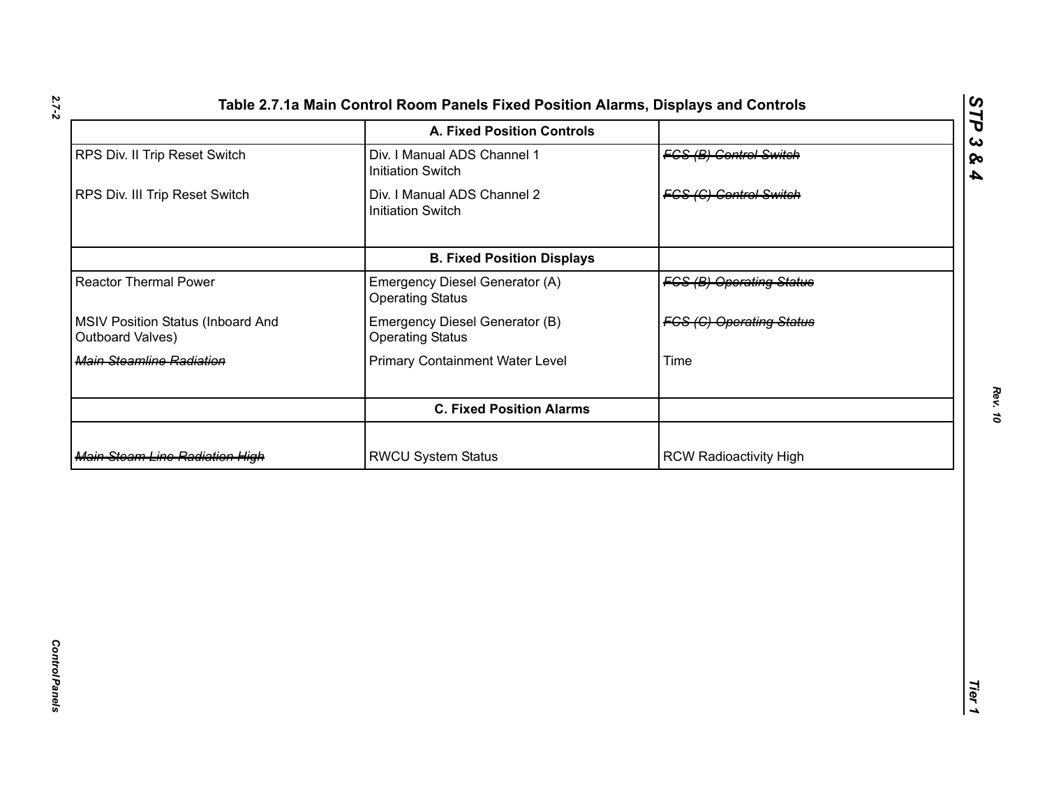Table 2.7.1a Main Control Room Panels Fixed Position Alarms, Displays and Controls

| | A. Fixed Position Controls | |
|---|---|---|
| RPS Div. II Trip Reset Switch | Div. I Manual ADS Channel 1 Initiation Switch | ~~FCS (B) Control Switch~~ |
| RPS Div. III Trip Reset Switch | Div. I Manual ADS Channel 2 Initiation Switch | ~~FCS (C) Control Switch~~ |
| | **B. Fixed Position Displays** | |
| Reactor Thermal Power | Emergency Diesel Generator (A) Operating Status | ~~FCS (B) Operating Status~~ |
| MSIV Position Status (Inboard And Outboard Valves) | Emergency Diesel Generator (B) Operating Status | ~~FCS (C) Operating Status~~ |
| ~~Main Steamline Radiation~~ | Primary Containment Water Level | Time |
| | **C. Fixed Position Alarms** | |
| ~~Main Steam Line Radiation High~~ | RWCU System Status | RCW Radioactivity High |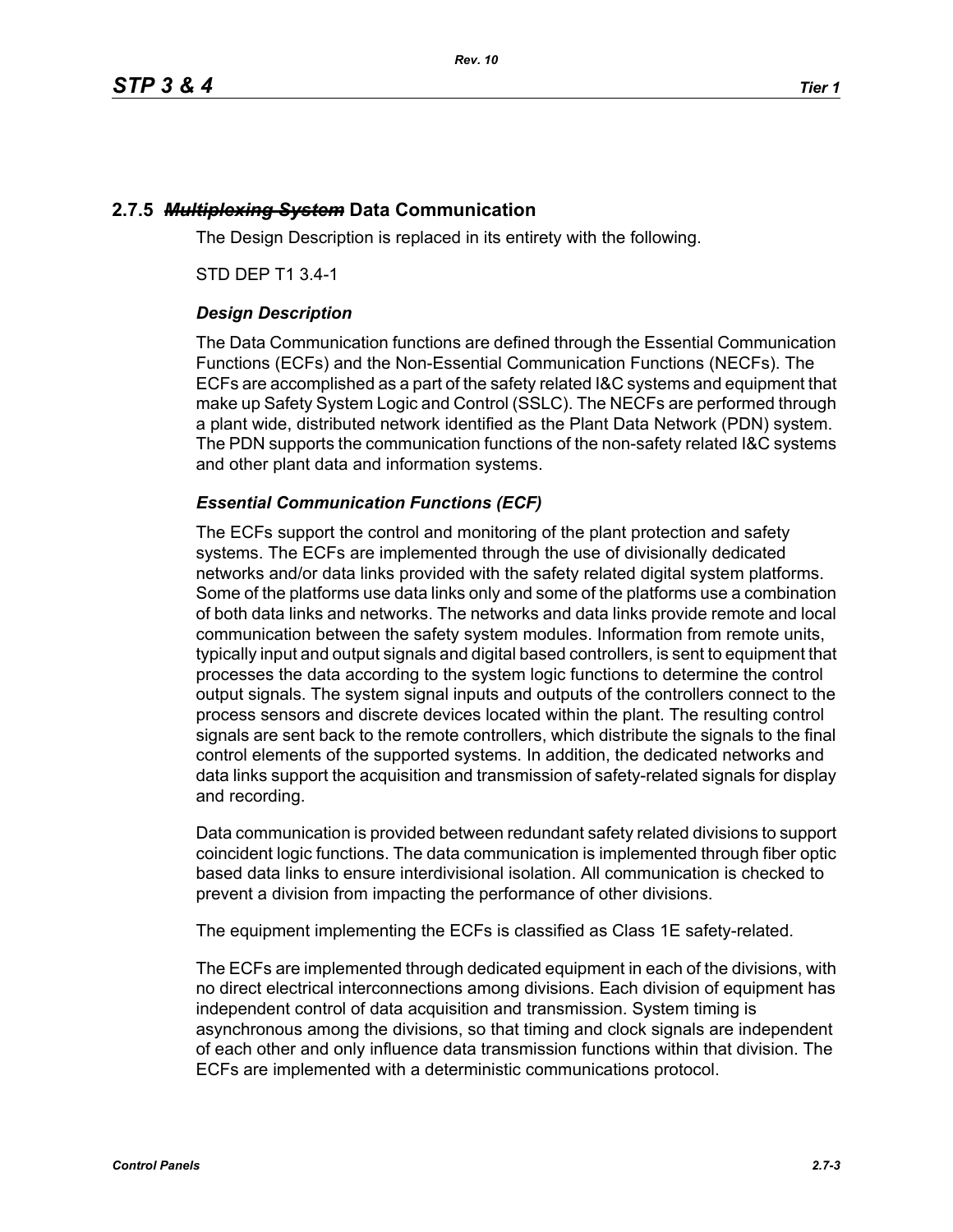## 2.7.5 ~~*Multiplexing System*~~ Data Communication

The Design Description is replaced in its entirety with the following.

STD DEP T1 3.4-1

### *Design Description*

The Data Communication functions are defined through the Essential Communication Functions (ECFs) and the Non-Essential Communication Functions (NECFs). The ECFs are accomplished as a part of the safety related I&C systems and equipment that make up Safety System Logic and Control (SSLC). The NECFs are performed through a plant wide, distributed network identified as the Plant Data Network (PDN) system. The PDN supports the communication functions of the non-safety related I&C systems and other plant data and information systems.

### *Essential Communication Functions (ECF)*

The ECFs support the control and monitoring of the plant protection and safety systems. The ECFs are implemented through the use of divisionally dedicated networks and/or data links provided with the safety related digital system platforms. Some of the platforms use data links only and some of the platforms use a combination of both data links and networks. The networks and data links provide remote and local communication between the safety system modules. Information from remote units, typically input and output signals and digital based controllers, is sent to equipment that processes the data according to the system logic functions to determine the control output signals. The system signal inputs and outputs of the controllers connect to the process sensors and discrete devices located within the plant. The resulting control signals are sent back to the remote controllers, which distribute the signals to the final control elements of the supported systems. In addition, the dedicated networks and data links support the acquisition and transmission of safety-related signals for display and recording.

Data communication is provided between redundant safety related divisions to support coincident logic functions. The data communication is implemented through fiber optic based data links to ensure interdivisional isolation. All communication is checked to prevent a division from impacting the performance of other divisions.

The equipment implementing the ECFs is classified as Class 1E safety-related.

The ECFs are implemented through dedicated equipment in each of the divisions, with no direct electrical interconnections among divisions. Each division of equipment has independent control of data acquisition and transmission. System timing is asynchronous among the divisions, so that timing and clock signals are independent of each other and only influence data transmission functions within that division. The ECFs are implemented with a deterministic communications protocol.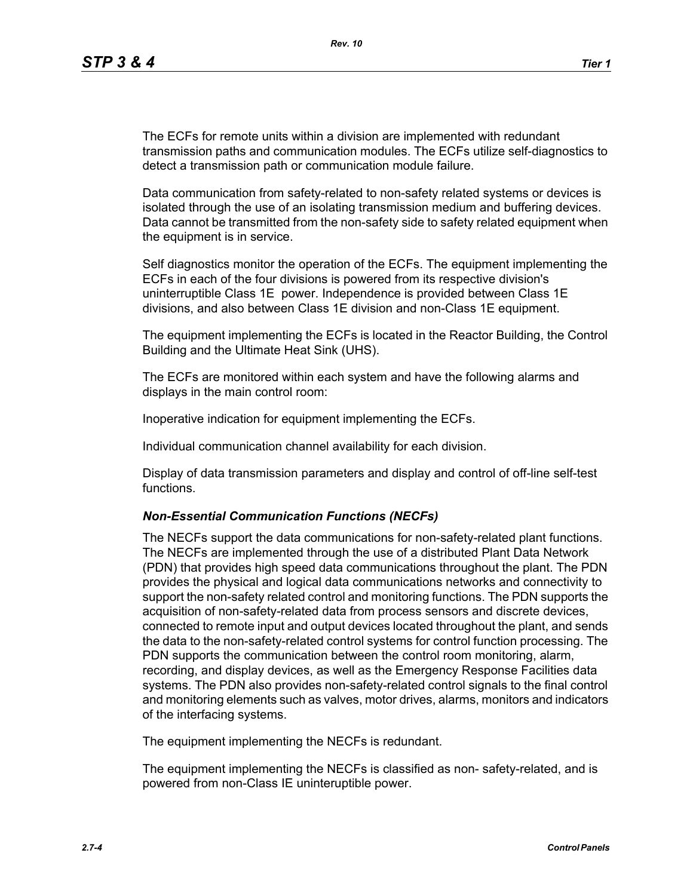The ECFs for remote units within a division are implemented with redundant transmission paths and communication modules. The ECFs utilize self-diagnostics to detect a transmission path or communication module failure.

Data communication from safety-related to non-safety related systems or devices is isolated through the use of an isolating transmission medium and buffering devices. Data cannot be transmitted from the non-safety side to safety related equipment when the equipment is in service.

Self diagnostics monitor the operation of the ECFs. The equipment implementing the ECFs in each of the four divisions is powered from its respective division's uninterruptible Class 1E power. Independence is provided between Class 1E divisions, and also between Class 1E division and non-Class 1E equipment.

The equipment implementing the ECFs is located in the Reactor Building, the Control Building and the Ultimate Heat Sink (UHS).

The ECFs are monitored within each system and have the following alarms and displays in the main control room:

Inoperative indication for equipment implementing the ECFs.

Individual communication channel availability for each division.

Display of data transmission parameters and display and control of off-line self-test functions.

### *Non-Essential Communication Functions (NECFs)*

The NECFs support the data communications for non-safety-related plant functions. The NECFs are implemented through the use of a distributed Plant Data Network (PDN) that provides high speed data communications throughout the plant. The PDN provides the physical and logical data communications networks and connectivity to support the non-safety related control and monitoring functions. The PDN supports the acquisition of non-safety-related data from process sensors and discrete devices, connected to remote input and output devices located throughout the plant, and sends the data to the non-safety-related control systems for control function processing. The PDN supports the communication between the control room monitoring, alarm, recording, and display devices, as well as the Emergency Response Facilities data systems. The PDN also provides non-safety-related control signals to the final control and monitoring elements such as valves, motor drives, alarms, monitors and indicators of the interfacing systems.

The equipment implementing the NECFs is redundant.

The equipment implementing the NECFs is classified as non- safety-related, and is powered from non-Class IE uninteruptible power.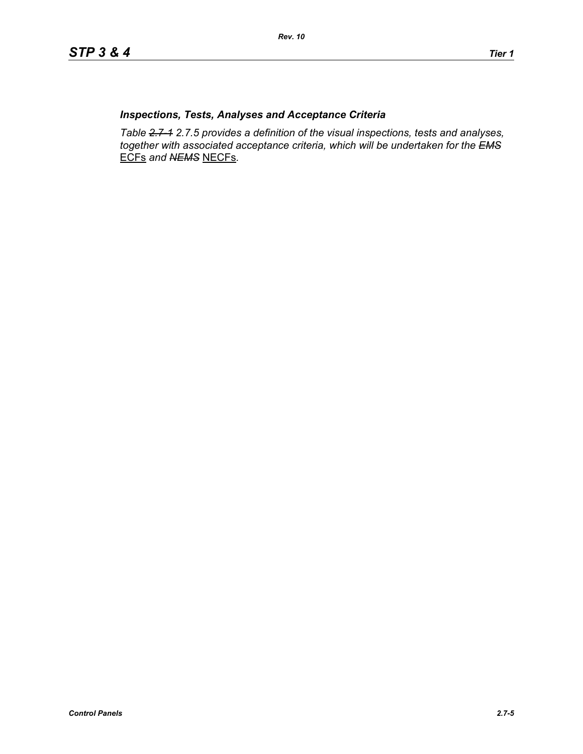### *Inspections, Tests, Analyses and Acceptance Criteria*

*Table ~~2.7-1~~ 2.7.5 provides a definition of the visual inspections, tests and analyses, together with associated acceptance criteria, which will be undertaken for the ~~EMS~~* ECFs *and ~~NEMS~~* NECFs*.*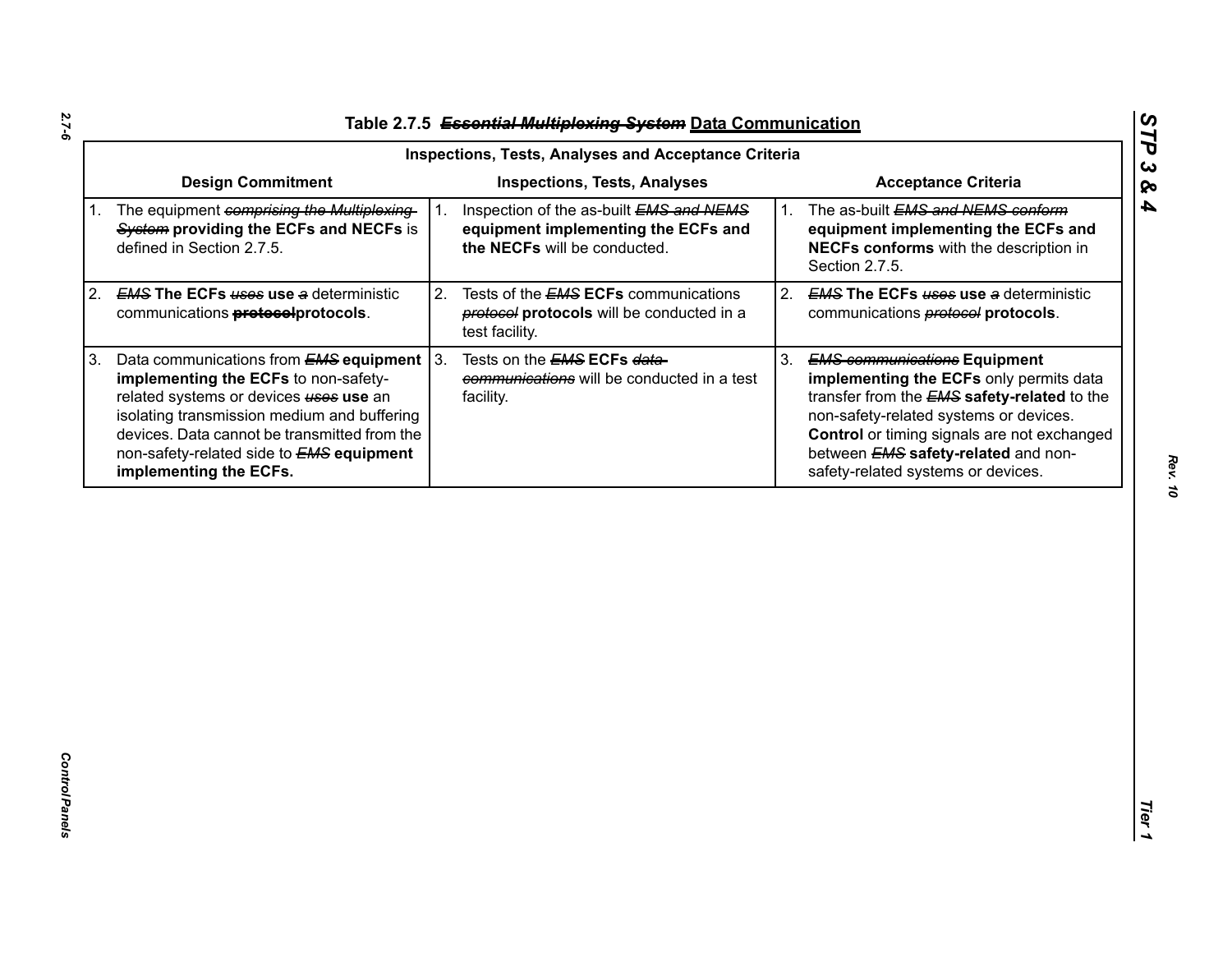# Table 2.7.5 ~~*Essential Multiplexing System*~~ Data Communication

| Inspections, Tests, Analyses and Acceptance Criteria | | |
|---|---|---|
| **Design Commitment** | **Inspections, Tests, Analyses** | **Acceptance Criteria** |
| 1. The equipment ~~*comprising the Multiplexing System*~~ **providing the ECFs and NECFs** is defined in Section 2.7.5. | 1. Inspection of the as-built ~~*EMS and NEMS*~~ **equipment implementing the ECFs and the NECFs** will be conducted. | 1. The as-built ~~*EMS and NEMS conform*~~ **equipment implementing the ECFs and NECFs conforms** with the description in Section 2.7.5. |
| 2. ~~*EMS*~~ **The ECFs** ~~*uses*~~ **use** ~~*a*~~ deterministic communications ~~**protocol**~~**protocols**. | 2. Tests of the ~~*EMS*~~ **ECFs** communications ~~*protocol*~~ **protocols** will be conducted in a test facility. | 2. ~~*EMS*~~ **The ECFs** ~~*uses*~~ **use** ~~*a*~~ deterministic communications ~~*protocol*~~ **protocols**. |
| 3. Data communications from ~~*EMS*~~ **equipment implementing the ECFs** to non-safety-related systems or devices ~~*uses*~~ **use** an isolating transmission medium and buffering devices. Data cannot be transmitted from the non-safety-related side to ~~*EMS*~~ **equipment implementing the ECFs.** | 3. Tests on the ~~*EMS*~~ **ECFs** ~~*data communications*~~ will be conducted in a test facility. | 3. ~~*EMS communications*~~ **Equipment implementing the ECFs** only permits data transfer from the ~~*EMS*~~ **safety-related** to the non-safety-related systems or devices. **Control** or timing signals are not exchanged between ~~*EMS*~~ **safety-related** and non-safety-related systems or devices. |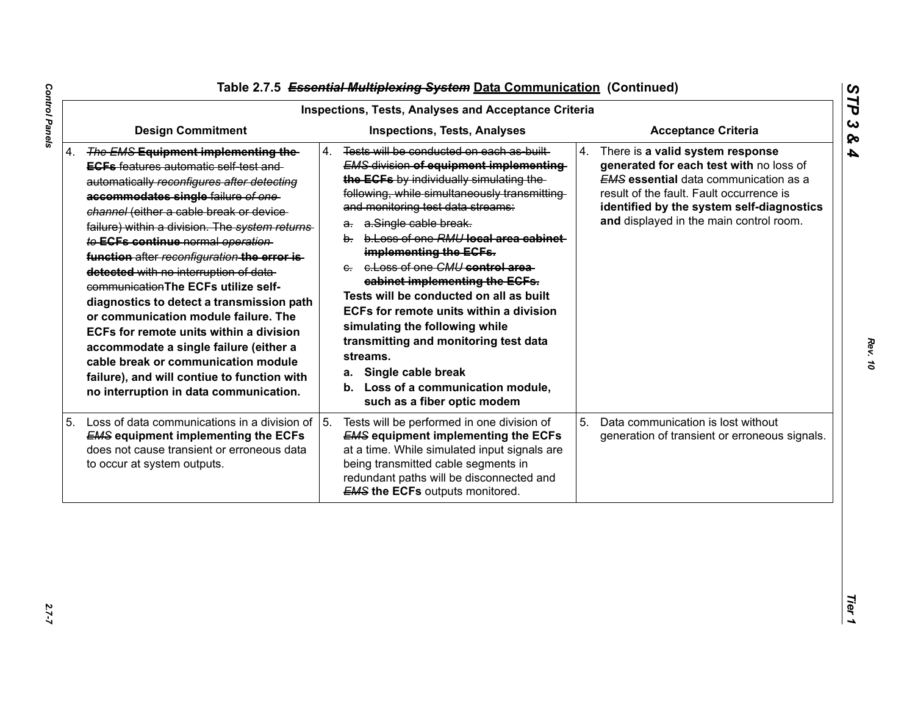## Table 2.7.5 ~~*Essential Multiplexing System*~~ Data Communication (Continued)

| Inspections, Tests, Analyses and Acceptance Criteria | | |
|---|---|---|
| **Design Commitment** | **Inspections, Tests, Analyses** | **Acceptance Criteria** |
| 4. ~~*The EMS*~~ **Equipment implementing the** ~~**ECFs**~~ ~~features automatic self-test and automatically~~ ~~*reconfigures after detecting*~~ ~~**accommodates single**~~ ~~failure~~ ~~*of one channel*~~ ~~(either a cable break or device failure) within a division. The~~ ~~*system returns to*~~ ~~**ECFs continue**~~ ~~normal~~ ~~*operation*~~ ~~**function**~~ ~~after~~ ~~*reconfiguration*~~ ~~**the error is detected**~~ ~~with no interruption of data communication~~**The ECFs utilize self-diagnostics to detect a transmission path or communication module failure. The ECFs for remote units within a division accommodate a single failure (either a cable break or communication module failure), and will contiue to function with no interruption in data communication.** | 4. ~~Tests will be conducted on each as-built~~ ~~*EMS*~~ ~~division~~ ~~**of equipment implementing the ECFs**~~ ~~by individually simulating the following, while simultaneously transmitting and monitoring test data streams:~~<br>~~a. a.Single cable break.~~<br>~~b. b.Loss of one~~ ~~*RMU*~~ ~~**local area cabinet implementing the ECFs.**~~<br>~~c. c.Loss of one~~ ~~*CMU*~~ ~~**control area cabinet implementing the ECFs.**~~<br>**Tests will be conducted on all as built ECFs for remote units within a division simulating the following while transmitting and monitoring test data streams.**<br>**a. Single cable break**<br>**b. Loss of a communication module, such as a fiber optic modem** | 4. There is **a valid system response generated for each test with** no loss of ~~*EMS*~~ **essential** data communication as a result of the fault. Fault occurrence is **identified by the system self-diagnostics and** displayed in the main control room. |
| 5. Loss of data communications in a division of ~~*EMS*~~ **equipment implementing the ECFs** does not cause transient or erroneous data to occur at system outputs. | 5. Tests will be performed in one division of ~~*EMS*~~ **equipment implementing the ECFs** at a time. While simulated input signals are being transmitted cable segments in redundant paths will be disconnected and ~~*EMS*~~ **the ECFs** outputs monitored. | 5. Data communication is lost without generation of transient or erroneous signals. |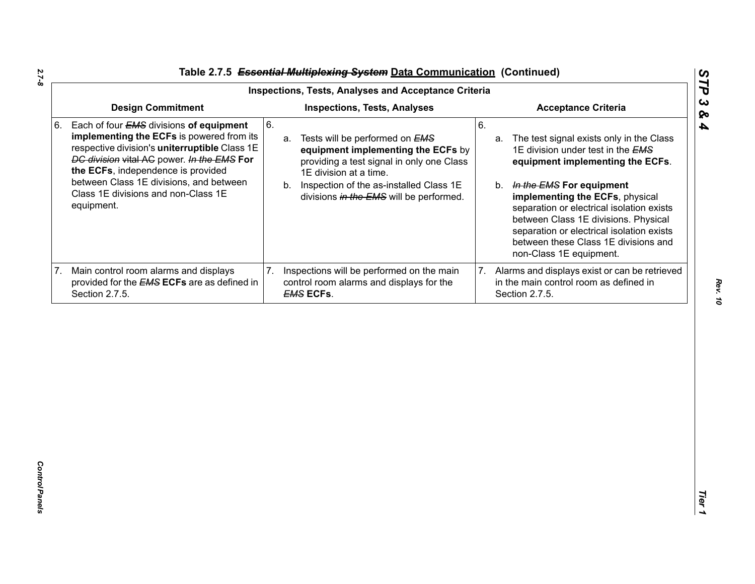# Table 2.7.5 ~~*Essential Multiplexing System*~~ Data Communication (Continued)

| Inspections, Tests, Analyses and Acceptance Criteria | | |
|---|---|---|
| **Design Commitment** | **Inspections, Tests, Analyses** | **Acceptance Criteria** |
| 6. Each of four ~~*EMS*~~ divisions **of equipment implementing the ECFs** is powered from its respective division's **uniterruptible** Class 1E ~~*DC division*~~ ~~vital AC~~ power. ~~*In the EMS*~~ **For the ECFs**, independence is provided between Class 1E divisions, and between Class 1E divisions and non-Class 1E equipment. | 6. a. Tests will be performed on ~~*EMS*~~ **equipment implementing the ECFs** by providing a test signal in only one Class 1E division at a time. b. Inspection of the as-installed Class 1E divisions ~~*in the EMS*~~ will be performed. | 6. a. The test signal exists only in the Class 1E division under test in the ~~*EMS*~~ **equipment implementing the ECFs**. b. ~~*In the EMS*~~ **For equipment implementing the ECFs**, physical separation or electrical isolation exists between Class 1E divisions. Physical separation or electrical isolation exists between these Class 1E divisions and non-Class 1E equipment. |
| 7. Main control room alarms and displays provided for the ~~*EMS*~~ **ECFs** are as defined in Section 2.7.5. | 7. Inspections will be performed on the main control room alarms and displays for the ~~*EMS*~~ **ECFs**. | 7. Alarms and displays exist or can be retrieved in the main control room as defined in Section 2.7.5. |